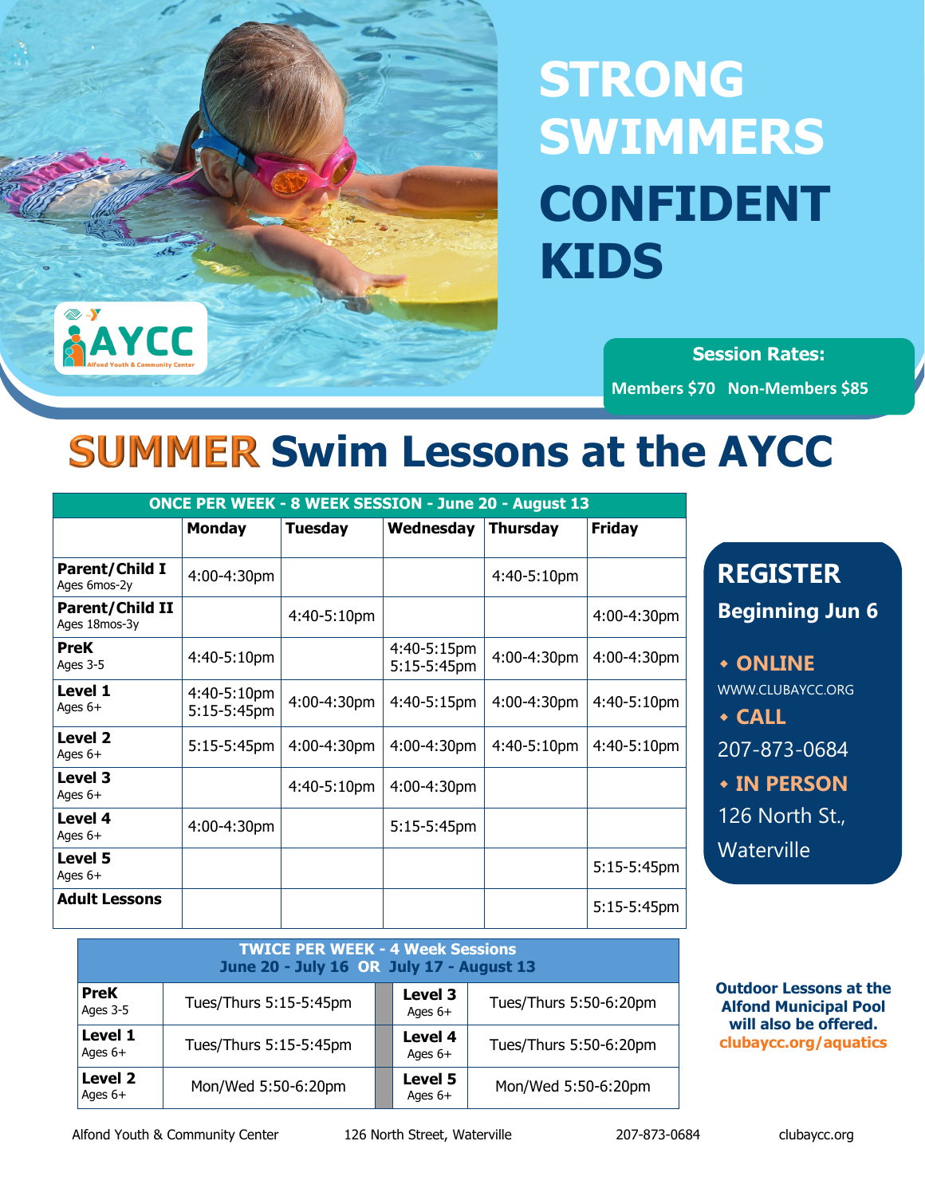# STRONG SWIMMERS CONFIDENT KIDS

AYCC
Alfond Youth & Community Center

**Session Rates:**

**Members $70 Non-Members $85**

# SUMMER Swim Lessons at the AYCC

| ONCE PER WEEK - 8 WEEK SESSION - June 20 - August 13 | | | | | |
|---|---|---|---|---|---|
| | **Monday** | **Tuesday** | **Wednesday** | **Thursday** | **Friday** |
| **Parent/Child I** Ages 6mos-2y | 4:00-4:30pm | | | 4:40-5:10pm | |
| **Parent/Child II** Ages 18mos-3y | | 4:40-5:10pm | | | 4:00-4:30pm |
| **PreK** Ages 3-5 | 4:40-5:10pm | | 4:40-5:15pm 5:15-5:45pm | 4:00-4:30pm | 4:00-4:30pm |
| **Level 1** Ages 6+ | 4:40-5:10pm 5:15-5:45pm | 4:00-4:30pm | 4:40-5:15pm | 4:00-4:30pm | 4:40-5:10pm |
| **Level 2** Ages 6+ | 5:15-5:45pm | 4:00-4:30pm | 4:00-4:30pm | 4:40-5:10pm | 4:40-5:10pm |
| **Level 3** Ages 6+ | | 4:40-5:10pm | 4:00-4:30pm | | |
| **Level 4** Ages 6+ | 4:00-4:30pm | | 5:15-5:45pm | | |
| **Level 5** Ages 6+ | | | | | 5:15-5:45pm |
| **Adult Lessons** | | | | | 5:15-5:45pm |

## REGISTER
**Beginning Jun 6**

- **ONLINE**
  WWW.CLUBAYCC.ORG
- **CALL**
  207-873-0684
- **IN PERSON**
  126 North St., Waterville

| TWICE PER WEEK - 4 Week Sessions June 20 - July 16 OR July 17 - August 13 | | | |
|---|---|---|---|
| **PreK** Ages 3-5 | Tues/Thurs 5:15-5:45pm | **Level 3** Ages 6+ | Tues/Thurs 5:50-6:20pm |
| **Level 1** Ages 6+ | Tues/Thurs 5:15-5:45pm | **Level 4** Ages 6+ | Tues/Thurs 5:50-6:20pm |
| **Level 2** Ages 6+ | Mon/Wed 5:50-6:20pm | **Level 5** Ages 6+ | Mon/Wed 5:50-6:20pm |

**Outdoor Lessons at the Alfond Municipal Pool will also be offered. clubaycc.org/aquatics**

Alfond Youth & Community Center 126 North Street, Waterville 207-873-0684 clubaycc.org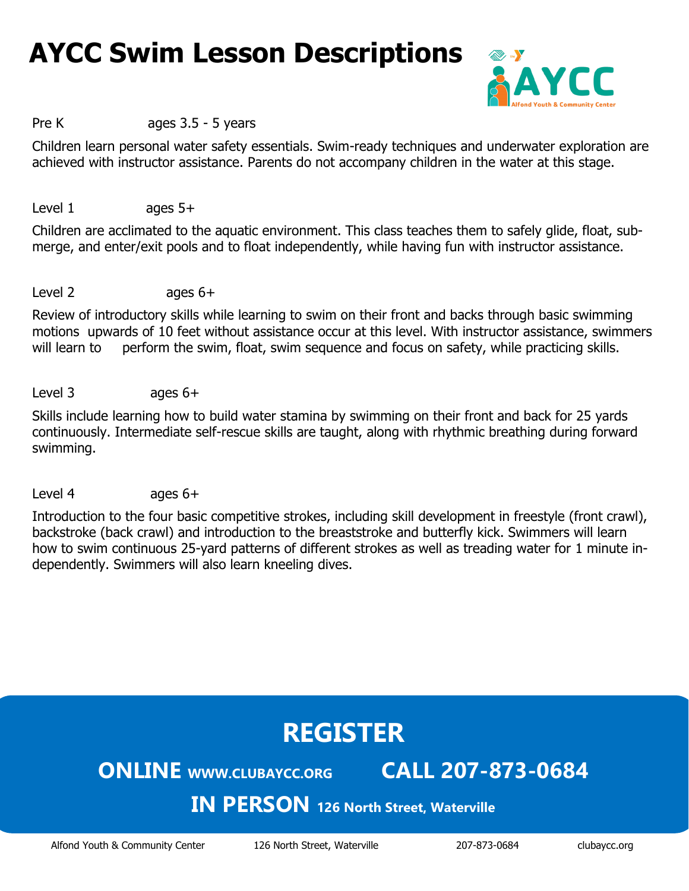# AYCC Swim Lesson Descriptions

Pre K ages 3.5 - 5 years

Children learn personal water safety essentials. Swim-ready techniques and underwater exploration are achieved with instructor assistance. Parents do not accompany children in the water at this stage.

Level 1 ages 5+

Children are acclimated to the aquatic environment. This class teaches them to safely glide, float, submerge, and enter/exit pools and to float independently, while having fun with instructor assistance.

Level 2 ages 6+

Review of introductory skills while learning to swim on their front and backs through basic swimming motions upwards of 10 feet without assistance occur at this level. With instructor assistance, swimmers will learn to perform the swim, float, swim sequence and focus on safety, while practicing skills.

Level 3 ages 6+

Skills include learning how to build water stamina by swimming on their front and back for 25 yards continuously. Intermediate self-rescue skills are taught, along with rhythmic breathing during forward swimming.

Level 4 ages 6+

Introduction to the four basic competitive strokes, including skill development in freestyle (front crawl), backstroke (back crawl) and introduction to the breaststroke and butterfly kick. Swimmers will learn how to swim continuous 25-yard patterns of different strokes as well as treading water for 1 minute independently. Swimmers will also learn kneeling dives.

## REGISTER

**ONLINE** WWW.CLUBAYCC.ORG **CALL 207-873-0684**

**IN PERSON** 126 North Street, Waterville

Alfond Youth & Community Center 126 North Street, Waterville 207-873-0684 clubaycc.org